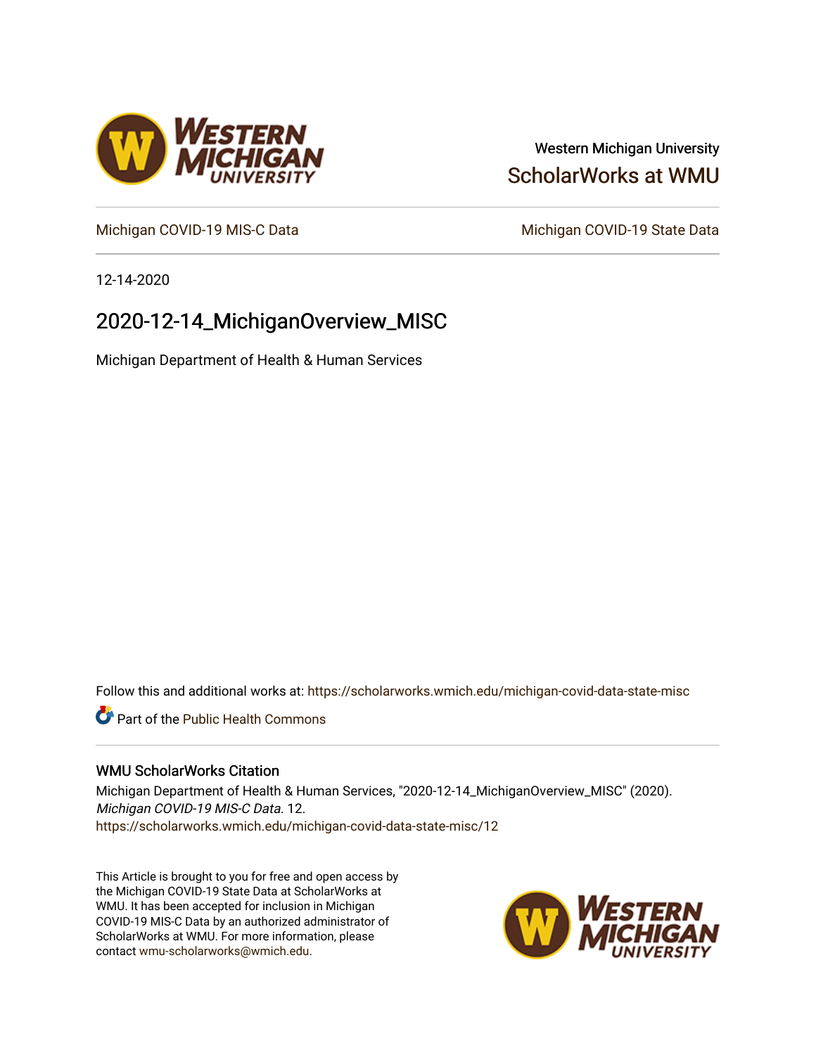Western Michigan University

ScholarWorks at WMU

Michigan COVID-19 MIS-C Data | Michigan COVID-19 State Data

12-14-2020

# 2020-12-14_MichiganOverview_MISC

Michigan Department of Health & Human Services

Follow this and additional works at: https://scholarworks.wmich.edu/michigan-covid-data-state-misc

Part of the Public Health Commons

## WMU ScholarWorks Citation

Michigan Department of Health & Human Services, "2020-12-14_MichiganOverview_MISC" (2020). *Michigan COVID-19 MIS-C Data*. 12.
https://scholarworks.wmich.edu/michigan-covid-data-state-misc/12

This Article is brought to you for free and open access by the Michigan COVID-19 State Data at ScholarWorks at WMU. It has been accepted for inclusion in Michigan COVID-19 MIS-C Data by an authorized administrator of ScholarWorks at WMU. For more information, please contact wmu-scholarworks@wmich.edu.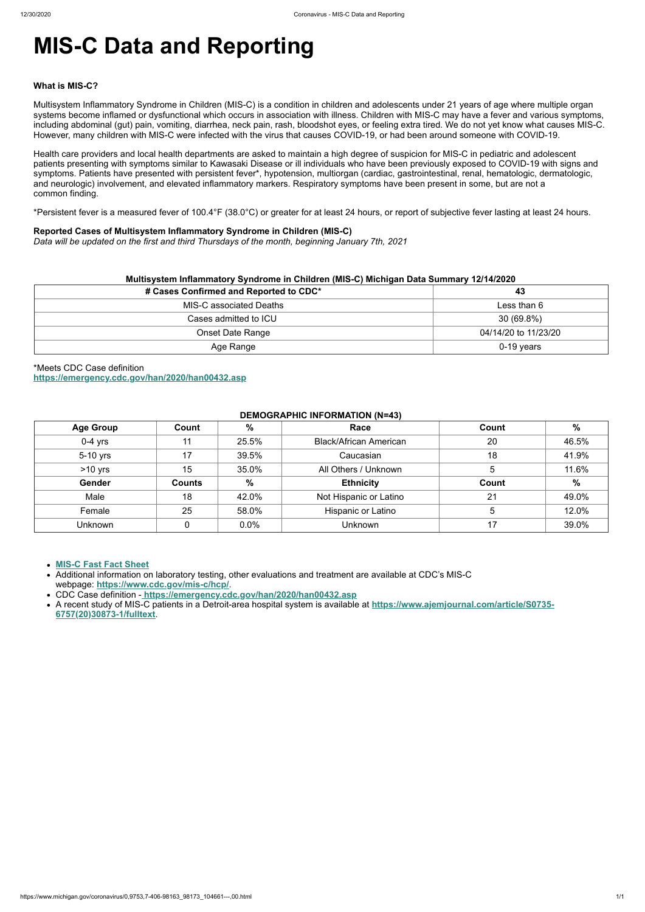# MIS-C Data and Reporting

**What is MIS-C?**

Multisystem Inflammatory Syndrome in Children (MIS-C) is a condition in children and adolescents under 21 years of age where multiple organ systems become inflamed or dysfunctional which occurs in association with illness. Children with MIS-C may have a fever and various symptoms, including abdominal (gut) pain, vomiting, diarrhea, neck pain, rash, bloodshot eyes, or feeling extra tired. We do not yet know what causes MIS-C. However, many children with MIS-C were infected with the virus that causes COVID-19, or had been around someone with COVID-19.

Health care providers and local health departments are asked to maintain a high degree of suspicion for MIS-C in pediatric and adolescent patients presenting with symptoms similar to Kawasaki Disease or ill individuals who have been previously exposed to COVID-19 with signs and symptoms. Patients have presented with persistent fever*, hypotension, multiorgan (cardiac, gastrointestinal, renal, hematologic, dermatologic, and neurologic) involvement, and elevated inflammatory markers. Respiratory symptoms have been present in some, but are not a common finding.

*Persistent fever is a measured fever of 100.4°F (38.0°C) or greater for at least 24 hours, or report of subjective fever lasting at least 24 hours.

**Reported Cases of Multisystem Inflammatory Syndrome in Children (MIS-C)**
*Data will be updated on the first and third Thursdays of the month, beginning January 7th, 2021*

**Multisystem Inflammatory Syndrome in Children (MIS-C) Michigan Data Summary 12/14/2020**

| # Cases Confirmed and Reported to CDC* | 43 |
|---|---|
| MIS-C associated Deaths | Less than 6 |
| Cases admitted to ICU | 30 (69.8%) |
| Onset Date Range | 04/14/20 to 11/23/20 |
| Age Range | 0-19 years |

*Meets CDC Case definition
**https://emergency.cdc.gov/han/2020/han00432.asp**

**DEMOGRAPHIC INFORMATION (N=43)**

| Age Group | Count | % | Race | Count | % |
|---|---|---|---|---|---|
| 0-4 yrs | 11 | 25.5% | Black/African American | 20 | 46.5% |
| 5-10 yrs | 17 | 39.5% | Caucasian | 18 | 41.9% |
| >10 yrs | 15 | 35.0% | All Others / Unknown | 5 | 11.6% |
| **Gender** | **Counts** | **%** | **Ethnicity** | **Count** | **%** |
| Male | 18 | 42.0% | Not Hispanic or Latino | 21 | 49.0% |
| Female | 25 | 58.0% | Hispanic or Latino | 5 | 12.0% |
| Unknown | 0 | 0.0% | Unknown | 17 | 39.0% |

- **MIS-C Fast Fact Sheet**
- Additional information on laboratory testing, other evaluations and treatment are available at CDC's MIS-C webpage: **https://www.cdc.gov/mis-c/hcp/**.
- CDC Case definition - **https://emergency.cdc.gov/han/2020/han00432.asp**
- A recent study of MIS-C patients in a Detroit-area hospital system is available at **https://www.ajemjournal.com/article/S0735-6757(20)30873-1/fulltext**.